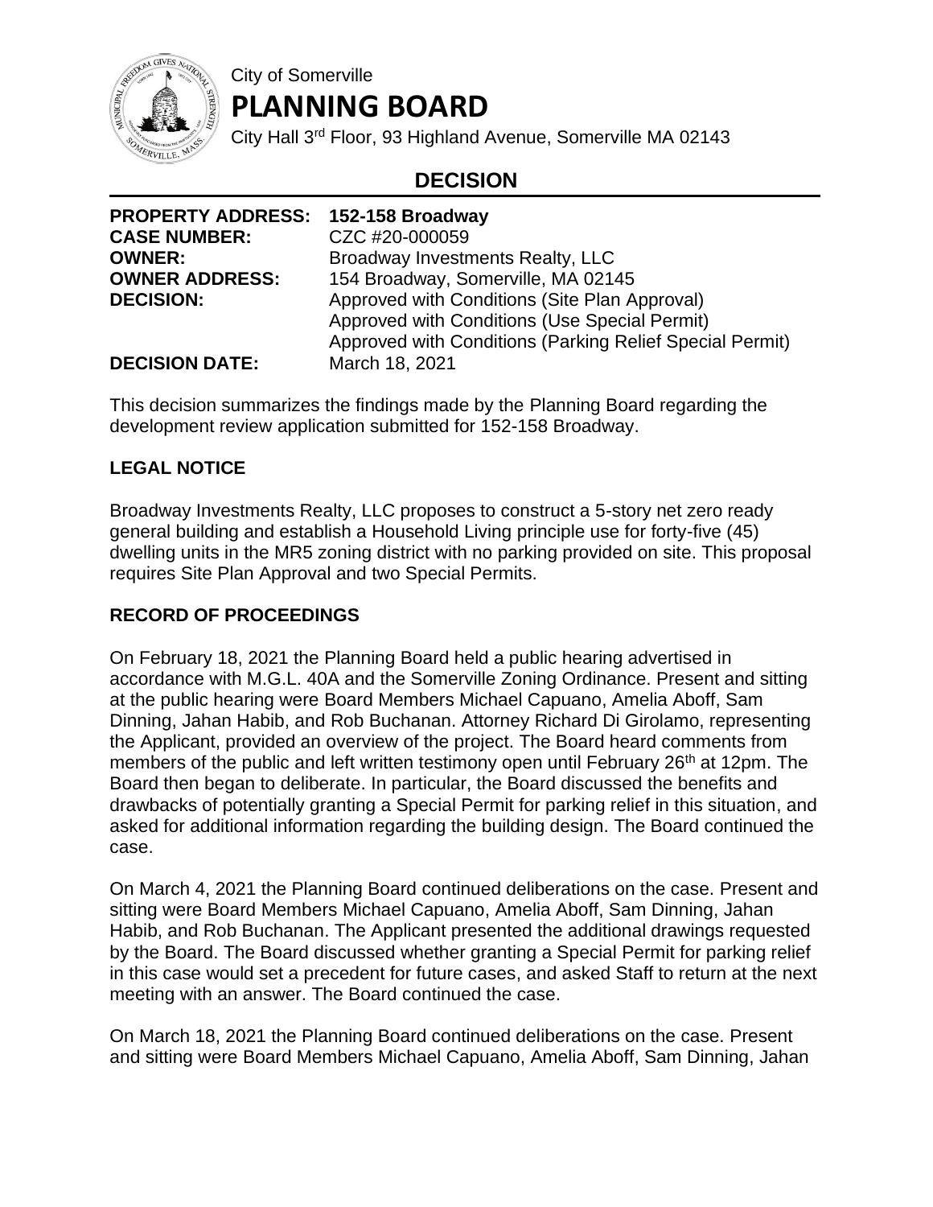City of Somerville

# PLANNING BOARD

City Hall 3rd Floor, 93 Highland Avenue, Somerville MA 02143

## DECISION

| | |
|---|---|
| **PROPERTY ADDRESS:** | **152-158 Broadway** |
| **CASE NUMBER:** | CZC #20-000059 |
| **OWNER:** | Broadway Investments Realty, LLC |
| **OWNER ADDRESS:** | 154 Broadway, Somerville, MA 02145 |
| **DECISION:** | Approved with Conditions (Site Plan Approval)<br>Approved with Conditions (Use Special Permit)<br>Approved with Conditions (Parking Relief Special Permit) |
| **DECISION DATE:** | March 18, 2021 |

This decision summarizes the findings made by the Planning Board regarding the development review application submitted for 152-158 Broadway.

### LEGAL NOTICE

Broadway Investments Realty, LLC proposes to construct a 5-story net zero ready general building and establish a Household Living principle use for forty-five (45) dwelling units in the MR5 zoning district with no parking provided on site. This proposal requires Site Plan Approval and two Special Permits.

### RECORD OF PROCEEDINGS

On February 18, 2021 the Planning Board held a public hearing advertised in accordance with M.G.L. 40A and the Somerville Zoning Ordinance. Present and sitting at the public hearing were Board Members Michael Capuano, Amelia Aboff, Sam Dinning, Jahan Habib, and Rob Buchanan. Attorney Richard Di Girolamo, representing the Applicant, provided an overview of the project. The Board heard comments from members of the public and left written testimony open until February 26th at 12pm. The Board then began to deliberate. In particular, the Board discussed the benefits and drawbacks of potentially granting a Special Permit for parking relief in this situation, and asked for additional information regarding the building design. The Board continued the case.

On March 4, 2021 the Planning Board continued deliberations on the case. Present and sitting were Board Members Michael Capuano, Amelia Aboff, Sam Dinning, Jahan Habib, and Rob Buchanan. The Applicant presented the additional drawings requested by the Board. The Board discussed whether granting a Special Permit for parking relief in this case would set a precedent for future cases, and asked Staff to return at the next meeting with an answer. The Board continued the case.

On March 18, 2021 the Planning Board continued deliberations on the case. Present and sitting were Board Members Michael Capuano, Amelia Aboff, Sam Dinning, Jahan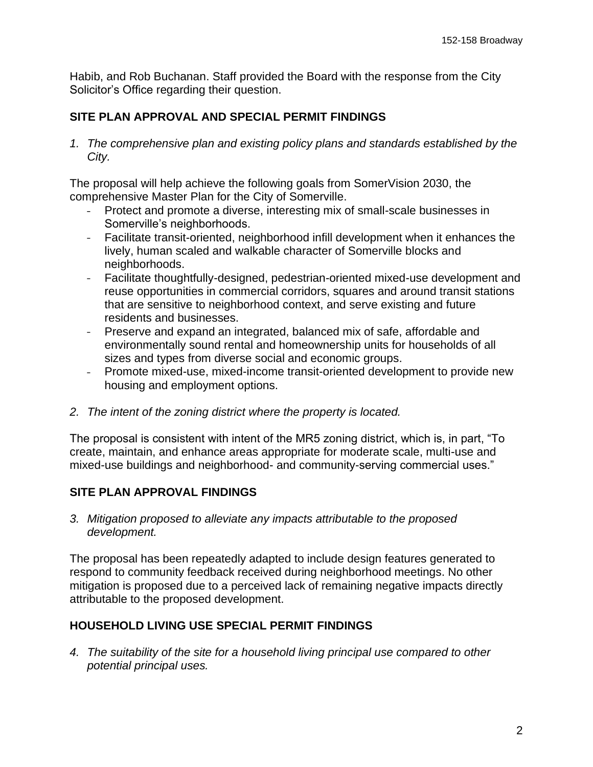Habib, and Rob Buchanan. Staff provided the Board with the response from the City Solicitor's Office regarding their question.

## SITE PLAN APPROVAL AND SPECIAL PERMIT FINDINGS

1. *The comprehensive plan and existing policy plans and standards established by the City.*

The proposal will help achieve the following goals from SomerVision 2030, the comprehensive Master Plan for the City of Somerville.

- Protect and promote a diverse, interesting mix of small-scale businesses in Somerville's neighborhoods.
- Facilitate transit-oriented, neighborhood infill development when it enhances the lively, human scaled and walkable character of Somerville blocks and neighborhoods.
- Facilitate thoughtfully-designed, pedestrian-oriented mixed-use development and reuse opportunities in commercial corridors, squares and around transit stations that are sensitive to neighborhood context, and serve existing and future residents and businesses.
- Preserve and expand an integrated, balanced mix of safe, affordable and environmentally sound rental and homeownership units for households of all sizes and types from diverse social and economic groups.
- Promote mixed-use, mixed-income transit-oriented development to provide new housing and employment options.

2. *The intent of the zoning district where the property is located.*

The proposal is consistent with intent of the MR5 zoning district, which is, in part, "To create, maintain, and enhance areas appropriate for moderate scale, multi-use and mixed-use buildings and neighborhood- and community-serving commercial uses."

## SITE PLAN APPROVAL FINDINGS

3. *Mitigation proposed to alleviate any impacts attributable to the proposed development.*

The proposal has been repeatedly adapted to include design features generated to respond to community feedback received during neighborhood meetings. No other mitigation is proposed due to a perceived lack of remaining negative impacts directly attributable to the proposed development.

## HOUSEHOLD LIVING USE SPECIAL PERMIT FINDINGS

4. *The suitability of the site for a household living principal use compared to other potential principal uses.*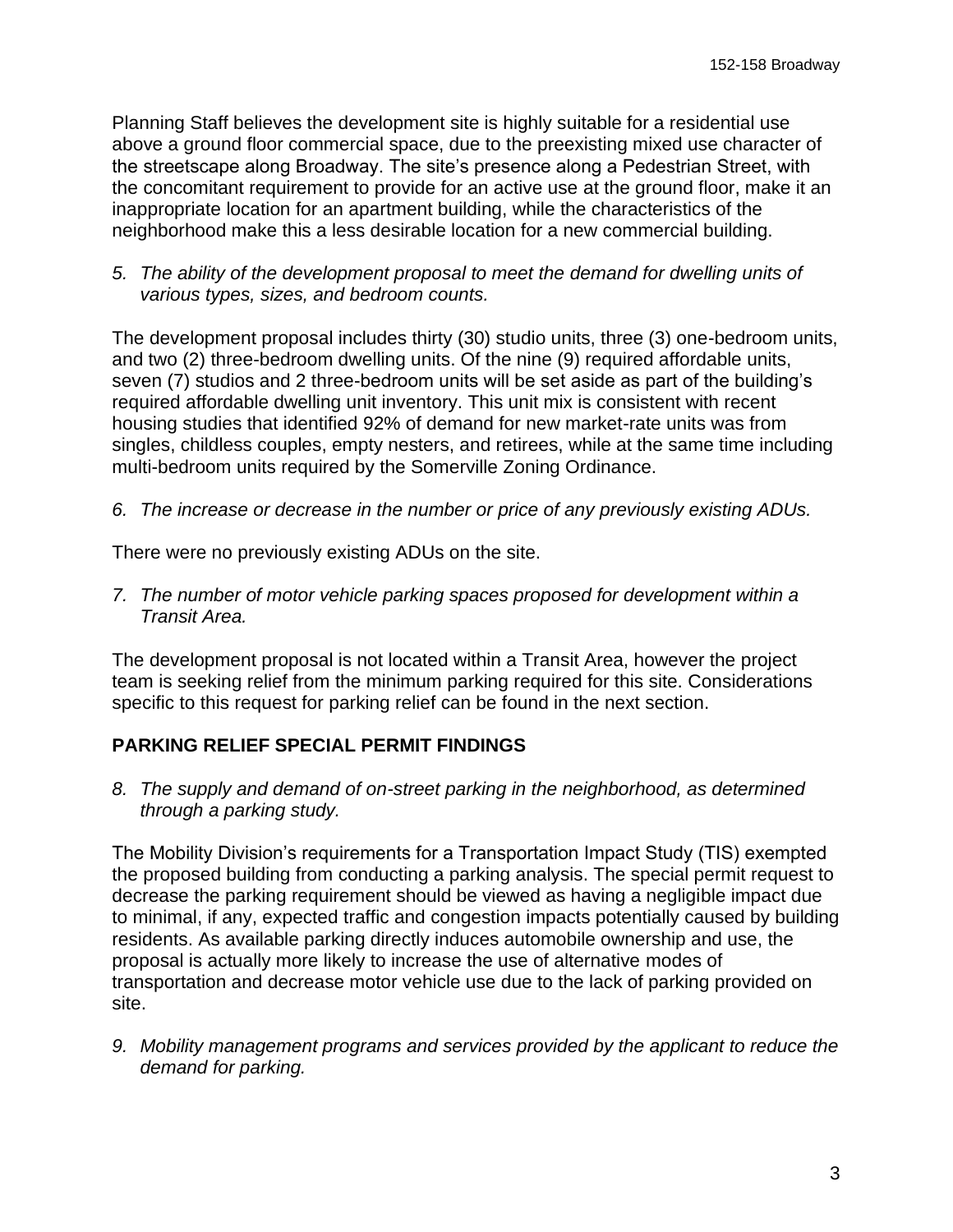Planning Staff believes the development site is highly suitable for a residential use above a ground floor commercial space, due to the preexisting mixed use character of the streetscape along Broadway. The site's presence along a Pedestrian Street, with the concomitant requirement to provide for an active use at the ground floor, make it an inappropriate location for an apartment building, while the characteristics of the neighborhood make this a less desirable location for a new commercial building.

5. *The ability of the development proposal to meet the demand for dwelling units of various types, sizes, and bedroom counts.*

The development proposal includes thirty (30) studio units, three (3) one-bedroom units, and two (2) three-bedroom dwelling units. Of the nine (9) required affordable units, seven (7) studios and 2 three-bedroom units will be set aside as part of the building's required affordable dwelling unit inventory. This unit mix is consistent with recent housing studies that identified 92% of demand for new market-rate units was from singles, childless couples, empty nesters, and retirees, while at the same time including multi-bedroom units required by the Somerville Zoning Ordinance.

6. *The increase or decrease in the number or price of any previously existing ADUs.*

There were no previously existing ADUs on the site.

7. *The number of motor vehicle parking spaces proposed for development within a Transit Area.*

The development proposal is not located within a Transit Area, however the project team is seeking relief from the minimum parking required for this site. Considerations specific to this request for parking relief can be found in the next section.

## PARKING RELIEF SPECIAL PERMIT FINDINGS

8. *The supply and demand of on-street parking in the neighborhood, as determined through a parking study.*

The Mobility Division's requirements for a Transportation Impact Study (TIS) exempted the proposed building from conducting a parking analysis. The special permit request to decrease the parking requirement should be viewed as having a negligible impact due to minimal, if any, expected traffic and congestion impacts potentially caused by building residents. As available parking directly induces automobile ownership and use, the proposal is actually more likely to increase the use of alternative modes of transportation and decrease motor vehicle use due to the lack of parking provided on site.

9. *Mobility management programs and services provided by the applicant to reduce the demand for parking.*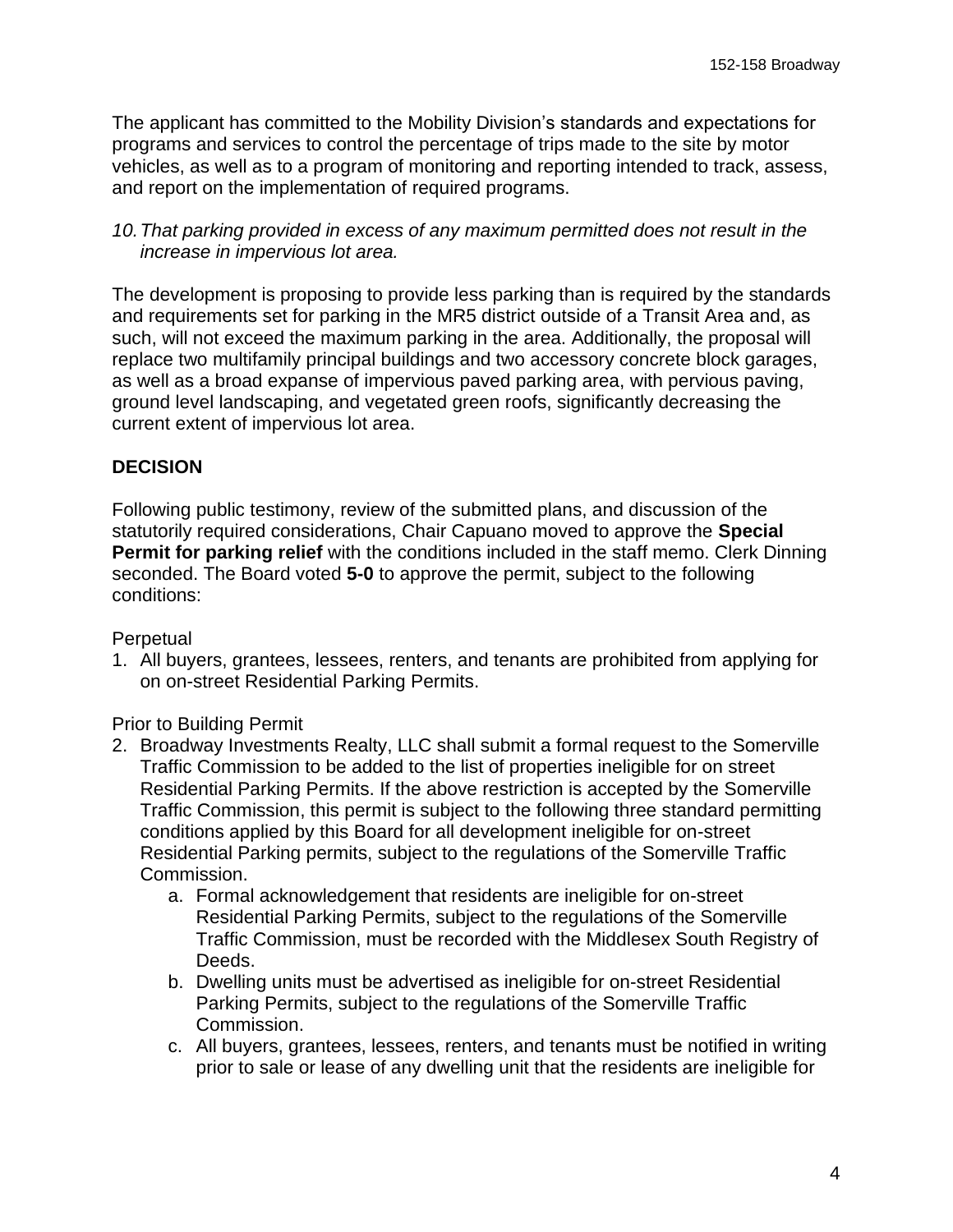The applicant has committed to the Mobility Division's standards and expectations for programs and services to control the percentage of trips made to the site by motor vehicles, as well as to a program of monitoring and reporting intended to track, assess, and report on the implementation of required programs.

*10. That parking provided in excess of any maximum permitted does not result in the increase in impervious lot area.*

The development is proposing to provide less parking than is required by the standards and requirements set for parking in the MR5 district outside of a Transit Area and, as such, will not exceed the maximum parking in the area. Additionally, the proposal will replace two multifamily principal buildings and two accessory concrete block garages, as well as a broad expanse of impervious paved parking area, with pervious paving, ground level landscaping, and vegetated green roofs, significantly decreasing the current extent of impervious lot area.

**DECISION**

Following public testimony, review of the submitted plans, and discussion of the statutorily required considerations, Chair Capuano moved to approve the **Special Permit for parking relief** with the conditions included in the staff memo. Clerk Dinning seconded. The Board voted **5-0** to approve the permit, subject to the following conditions:

Perpetual

1. All buyers, grantees, lessees, renters, and tenants are prohibited from applying for on on-street Residential Parking Permits.

Prior to Building Permit

2. Broadway Investments Realty, LLC shall submit a formal request to the Somerville Traffic Commission to be added to the list of properties ineligible for on street Residential Parking Permits. If the above restriction is accepted by the Somerville Traffic Commission, this permit is subject to the following three standard permitting conditions applied by this Board for all development ineligible for on-street Residential Parking permits, subject to the regulations of the Somerville Traffic Commission.
    a. Formal acknowledgement that residents are ineligible for on-street Residential Parking Permits, subject to the regulations of the Somerville Traffic Commission, must be recorded with the Middlesex South Registry of Deeds.
    b. Dwelling units must be advertised as ineligible for on-street Residential Parking Permits, subject to the regulations of the Somerville Traffic Commission.
    c. All buyers, grantees, lessees, renters, and tenants must be notified in writing prior to sale or lease of any dwelling unit that the residents are ineligible for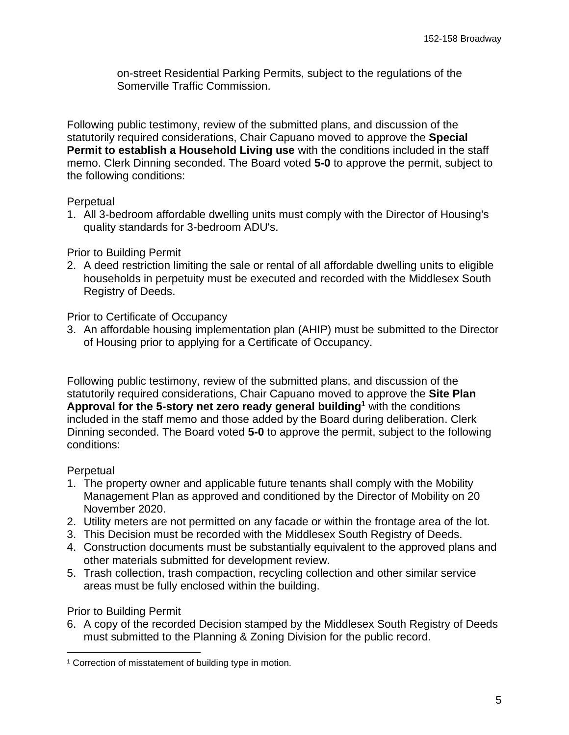on-street Residential Parking Permits, subject to the regulations of the Somerville Traffic Commission.

Following public testimony, review of the submitted plans, and discussion of the statutorily required considerations, Chair Capuano moved to approve the **Special Permit to establish a Household Living use** with the conditions included in the staff memo. Clerk Dinning seconded. The Board voted **5-0** to approve the permit, subject to the following conditions:

Perpetual

1. All 3-bedroom affordable dwelling units must comply with the Director of Housing's quality standards for 3-bedroom ADU's.

Prior to Building Permit

2. A deed restriction limiting the sale or rental of all affordable dwelling units to eligible households in perpetuity must be executed and recorded with the Middlesex South Registry of Deeds.

Prior to Certificate of Occupancy

3. An affordable housing implementation plan (AHIP) must be submitted to the Director of Housing prior to applying for a Certificate of Occupancy.

Following public testimony, review of the submitted plans, and discussion of the statutorily required considerations, Chair Capuano moved to approve the **Site Plan Approval for the 5-story net zero ready general building[1]** with the conditions included in the staff memo and those added by the Board during deliberation. Clerk Dinning seconded. The Board voted **5-0** to approve the permit, subject to the following conditions:

Perpetual

1. The property owner and applicable future tenants shall comply with the Mobility Management Plan as approved and conditioned by the Director of Mobility on 20 November 2020.
2. Utility meters are not permitted on any facade or within the frontage area of the lot.
3. This Decision must be recorded with the Middlesex South Registry of Deeds.
4. Construction documents must be substantially equivalent to the approved plans and other materials submitted for development review.
5. Trash collection, trash compaction, recycling collection and other similar service areas must be fully enclosed within the building.

Prior to Building Permit

6. A copy of the recorded Decision stamped by the Middlesex South Registry of Deeds must submitted to the Planning & Zoning Division for the public record.

[1] Correction of misstatement of building type in motion.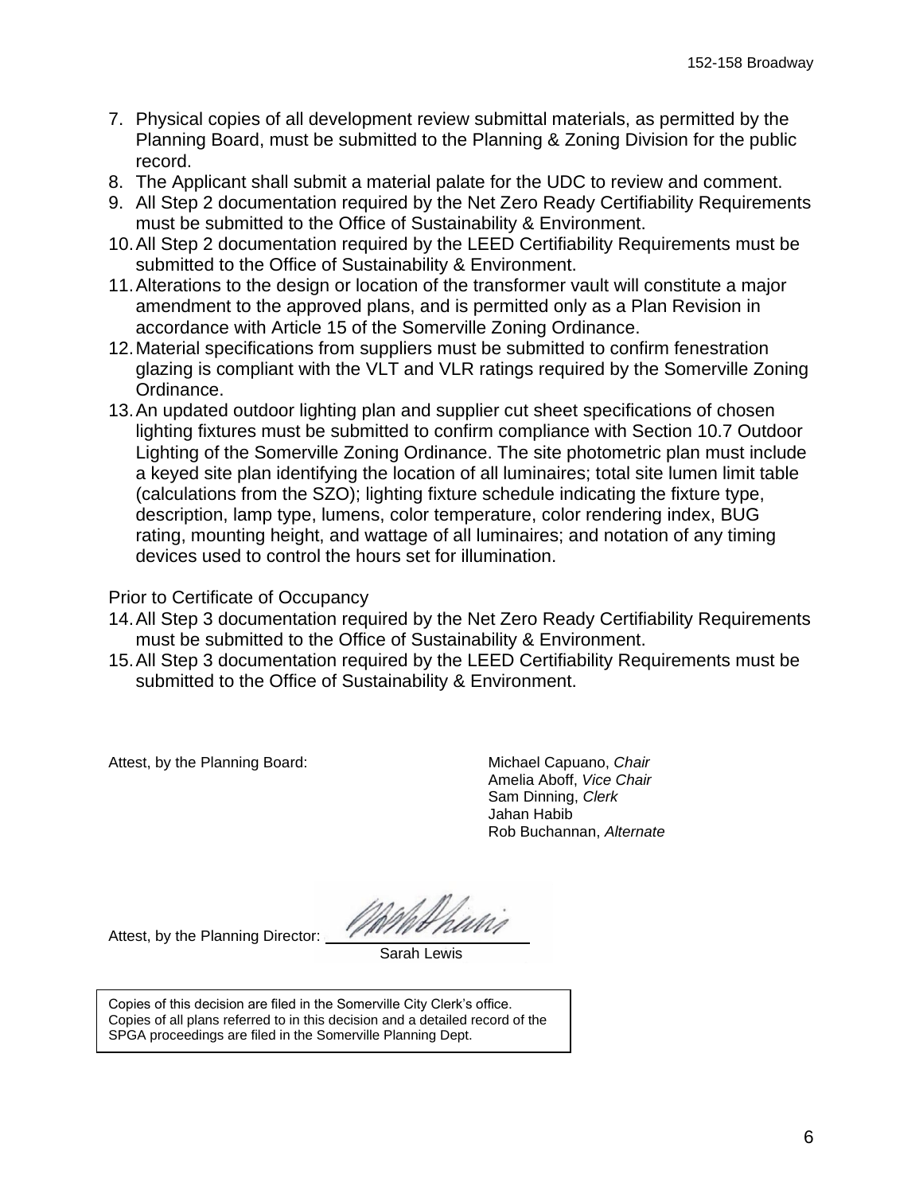7. Physical copies of all development review submittal materials, as permitted by the Planning Board, must be submitted to the Planning & Zoning Division for the public record.
8. The Applicant shall submit a material palate for the UDC to review and comment.
9. All Step 2 documentation required by the Net Zero Ready Certifiability Requirements must be submitted to the Office of Sustainability & Environment.
10. All Step 2 documentation required by the LEED Certifiability Requirements must be submitted to the Office of Sustainability & Environment.
11. Alterations to the design or location of the transformer vault will constitute a major amendment to the approved plans, and is permitted only as a Plan Revision in accordance with Article 15 of the Somerville Zoning Ordinance.
12. Material specifications from suppliers must be submitted to confirm fenestration glazing is compliant with the VLT and VLR ratings required by the Somerville Zoning Ordinance.
13. An updated outdoor lighting plan and supplier cut sheet specifications of chosen lighting fixtures must be submitted to confirm compliance with Section 10.7 Outdoor Lighting of the Somerville Zoning Ordinance. The site photometric plan must include a keyed site plan identifying the location of all luminaires; total site lumen limit table (calculations from the SZO); lighting fixture schedule indicating the fixture type, description, lamp type, lumens, color temperature, color rendering index, BUG rating, mounting height, and wattage of all luminaires; and notation of any timing devices used to control the hours set for illumination.

Prior to Certificate of Occupancy

14. All Step 3 documentation required by the Net Zero Ready Certifiability Requirements must be submitted to the Office of Sustainability & Environment.
15. All Step 3 documentation required by the LEED Certifiability Requirements must be submitted to the Office of Sustainability & Environment.

Attest, by the Planning Board:

Michael Capuano, *Chair*
Amelia Aboff, *Vice Chair*
Sam Dinning, *Clerk*
Jahan Habib
Rob Buchannan, *Alternate*

Attest, by the Planning Director: ______________________
Sarah Lewis

Copies of this decision are filed in the Somerville City Clerk's office.
Copies of all plans referred to in this decision and a detailed record of the SPGA proceedings are filed in the Somerville Planning Dept.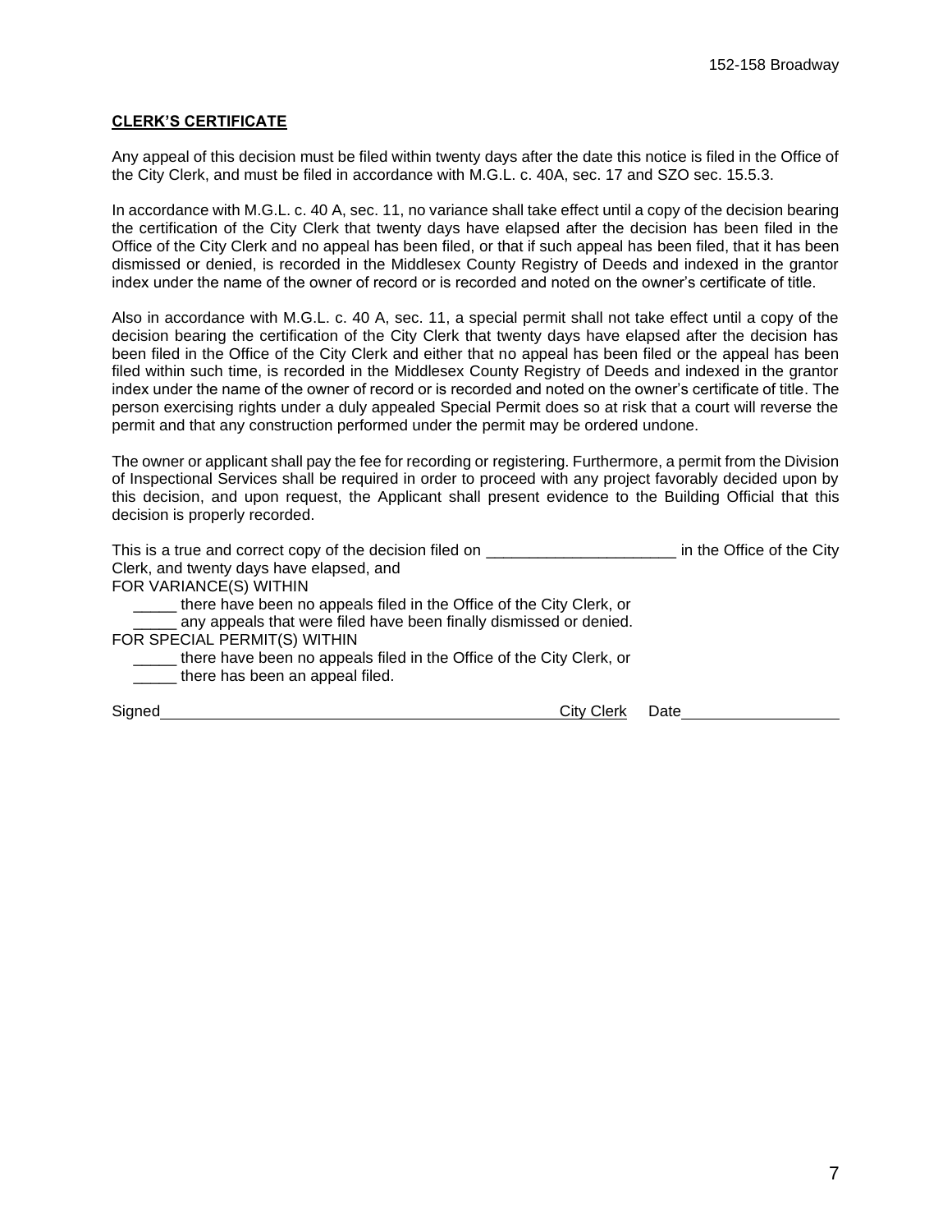**CLERK'S CERTIFICATE**

Any appeal of this decision must be filed within twenty days after the date this notice is filed in the Office of the City Clerk, and must be filed in accordance with M.G.L. c. 40A, sec. 17 and SZO sec. 15.5.3.

In accordance with M.G.L. c. 40 A, sec. 11, no variance shall take effect until a copy of the decision bearing the certification of the City Clerk that twenty days have elapsed after the decision has been filed in the Office of the City Clerk and no appeal has been filed, or that if such appeal has been filed, that it has been dismissed or denied, is recorded in the Middlesex County Registry of Deeds and indexed in the grantor index under the name of the owner of record or is recorded and noted on the owner's certificate of title.

Also in accordance with M.G.L. c. 40 A, sec. 11, a special permit shall not take effect until a copy of the decision bearing the certification of the City Clerk that twenty days have elapsed after the decision has been filed in the Office of the City Clerk and either that no appeal has been filed or the appeal has been filed within such time, is recorded in the Middlesex County Registry of Deeds and indexed in the grantor index under the name of the owner of record or is recorded and noted on the owner's certificate of title. The person exercising rights under a duly appealed Special Permit does so at risk that a court will reverse the permit and that any construction performed under the permit may be ordered undone.

The owner or applicant shall pay the fee for recording or registering. Furthermore, a permit from the Division of Inspectional Services shall be required in order to proceed with any project favorably decided upon by this decision, and upon request, the Applicant shall present evidence to the Building Official that this decision is properly recorded.

This is a true and correct copy of the decision filed on ______________________ in the Office of the City Clerk, and twenty days have elapsed, and

FOR VARIANCE(S) WITHIN

_____ there have been no appeals filed in the Office of the City Clerk, or

_____ any appeals that were filed have been finally dismissed or denied.

FOR SPECIAL PERMIT(S) WITHIN

_____ there have been no appeals filed in the Office of the City Clerk, or

_____ there has been an appeal filed.

Signed_______________________________________________ City Clerk Date__________________